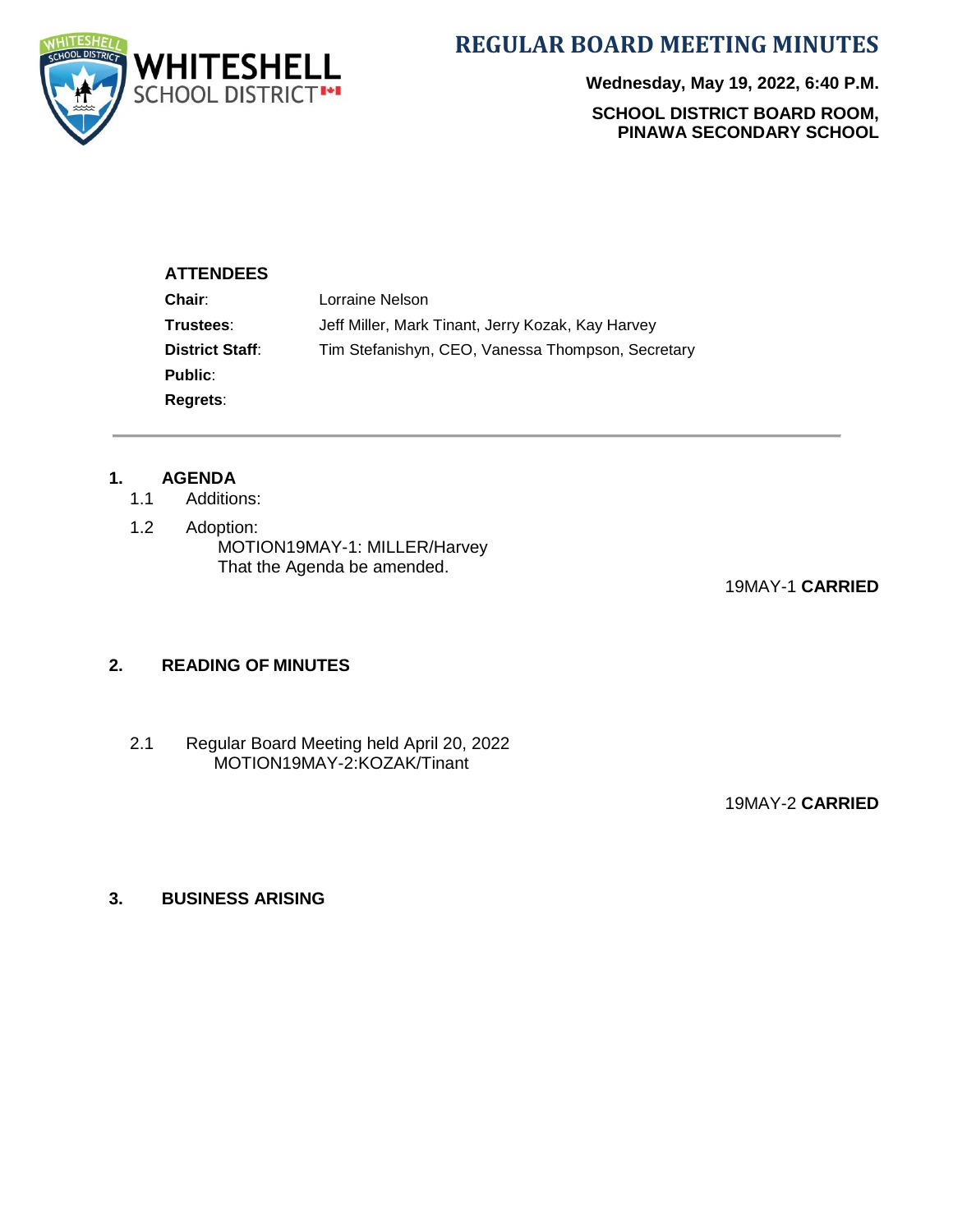# REGULAR BOARD MEETING MINUTES

**Wednesday, May 19, 2022, 6:40 P.M.**

**SCHOOL DISTRICT BOARD ROOM, PINAWA SECONDARY SCHOOL**

### ATTENDEES

| | |
|---|---|
| **Chair**: | Lorraine Nelson |
| **Trustees**: | Jeff Miller, Mark Tinant, Jerry Kozak, Kay Harvey |
| **District Staff**: | Tim Stefanishyn, CEO, Vanessa Thompson, Secretary |
| **Public**: | |
| **Regrets**: | |

---

## 1. AGENDA

1.1 Additions:

1.2 Adoption:

MOTION19MAY-1: MILLER/Harvey
That the Agenda be amended.

19MAY-1 **CARRIED**

## 2. READING OF MINUTES

2.1 Regular Board Meeting held April 20, 2022

MOTION19MAY-2:KOZAK/Tinant

19MAY-2 **CARRIED**

## 3. BUSINESS ARISING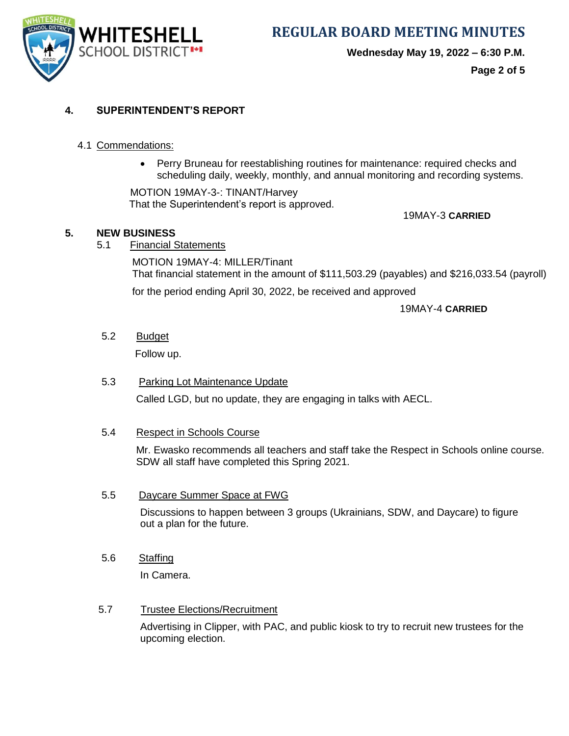## 4. SUPERINTENDENT'S REPORT

4.1 Commendations:

- Perry Bruneau for reestablishing routines for maintenance: required checks and scheduling daily, weekly, monthly, and annual monitoring and recording systems.

MOTION 19MAY-3-: TINANT/Harvey
That the Superintendent's report is approved.

19MAY-3 **CARRIED**

## 5. NEW BUSINESS

5.1 Financial Statements

MOTION 19MAY-4: MILLER/Tinant
That financial statement in the amount of $111,503.29 (payables) and $216,033.54 (payroll) for the period ending April 30, 2022, be received and approved

19MAY-4 **CARRIED**

5.2 Budget

Follow up.

5.3 Parking Lot Maintenance Update

Called LGD, but no update, they are engaging in talks with AECL.

5.4 Respect in Schools Course

Mr. Ewasko recommends all teachers and staff take the Respect in Schools online course. SDW all staff have completed this Spring 2021.

5.5 Daycare Summer Space at FWG

Discussions to happen between 3 groups (Ukrainians, SDW, and Daycare) to figure out a plan for the future.

5.6 Staffing

In Camera.

5.7 Trustee Elections/Recruitment

Advertising in Clipper, with PAC, and public kiosk to try to recruit new trustees for the upcoming election.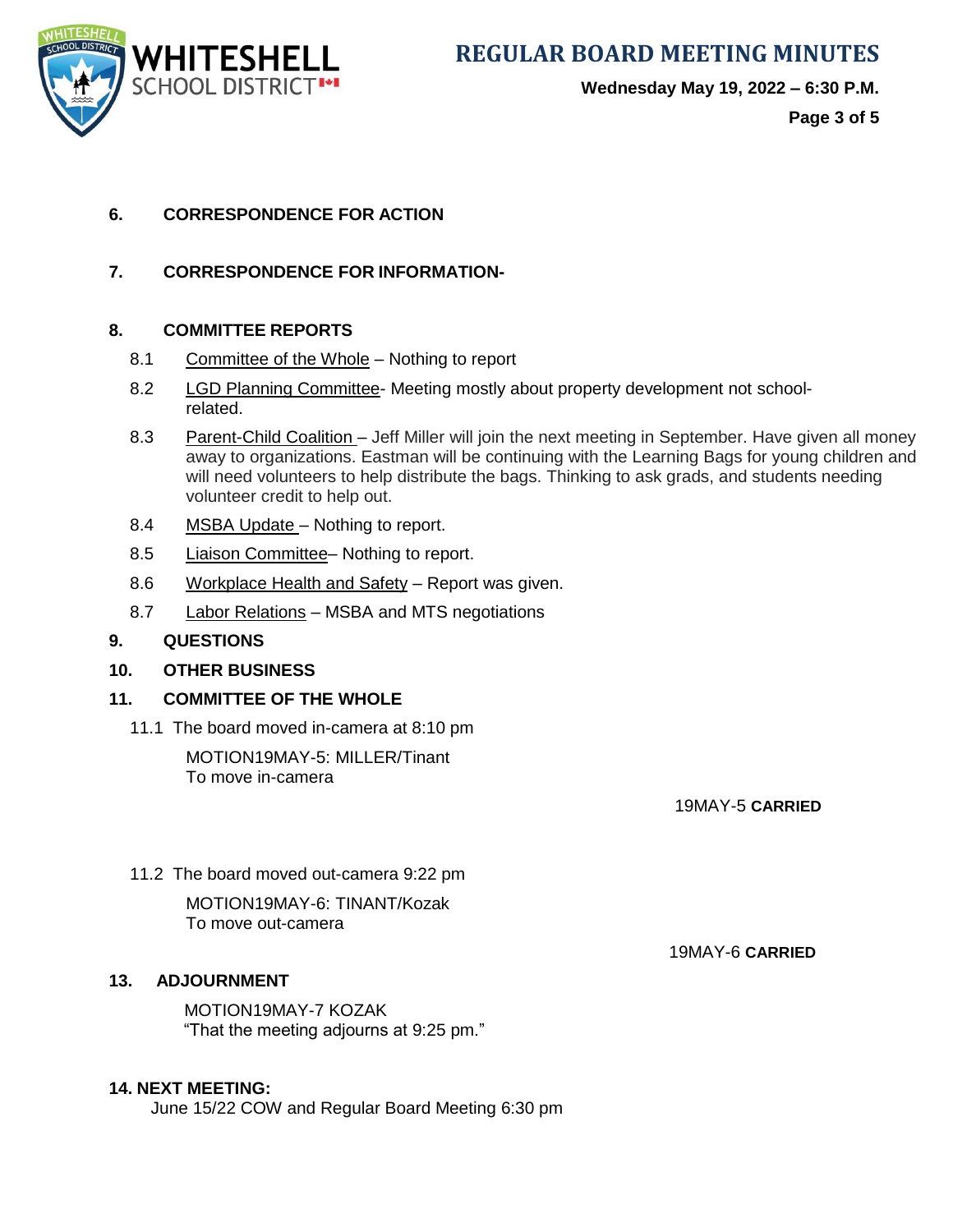## 6. CORRESPONDENCE FOR ACTION

## 7. CORRESPONDENCE FOR INFORMATION-

## 8. COMMITTEE REPORTS

8.1 Committee of the Whole – Nothing to report

8.2 LGD Planning Committee- Meeting mostly about property development not school-related.

8.3 Parent-Child Coalition – Jeff Miller will join the next meeting in September. Have given all money away to organizations. Eastman will be continuing with the Learning Bags for young children and will need volunteers to help distribute the bags. Thinking to ask grads, and students needing volunteer credit to help out.

8.4 MSBA Update – Nothing to report.

8.5 Liaison Committee– Nothing to report.

8.6 Workplace Health and Safety – Report was given.

8.7 Labor Relations – MSBA and MTS negotiations

## 9. QUESTIONS

## 10. OTHER BUSINESS

## 11. COMMITTEE OF THE WHOLE

11.1 The board moved in-camera at 8:10 pm

MOTION19MAY-5: MILLER/Tinant
To move in-camera

19MAY-5 **CARRIED**

11.2 The board moved out-camera 9:22 pm

MOTION19MAY-6: TINANT/Kozak
To move out-camera

19MAY-6 **CARRIED**

## 13. ADJOURNMENT

MOTION19MAY-7 KOZAK
"That the meeting adjourns at 9:25 pm."

## 14. NEXT MEETING:

June 15/22 COW and Regular Board Meeting 6:30 pm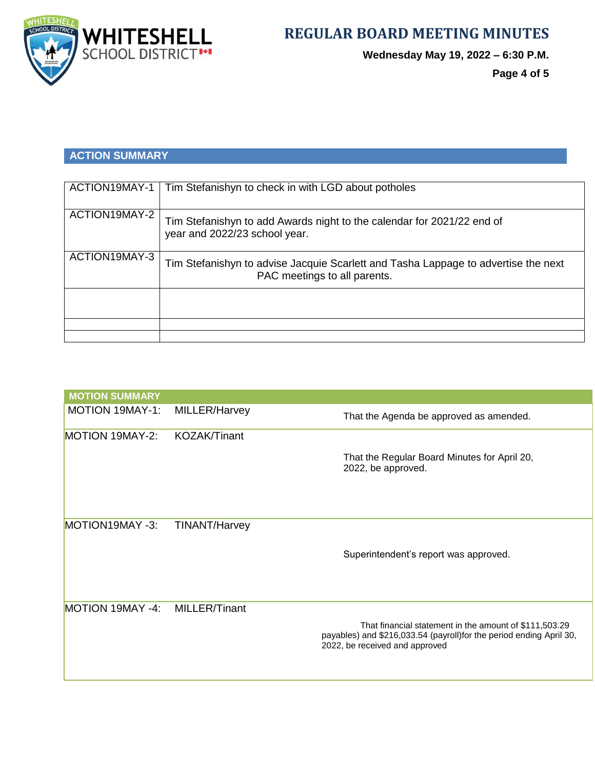## ACTION SUMMARY

| | |
|---|---|
| ACTION19MAY-1 | Tim Stefanishyn to check in with LGD about potholes |
| ACTION19MAY-2 | Tim Stefanishyn to add Awards night to the calendar for 2021/22 end of year and 2022/23 school year. |
| ACTION19MAY-3 | Tim Stefanishyn to advise Jacquie Scarlett and Tasha Lappage to advertise the next PAC meetings to all parents. |
| | |
| | |
| | |

## MOTION SUMMARY

| | | |
|---|---|---|
| MOTION 19MAY-1: | MILLER/Harvey | That the Agenda be approved as amended. |
| MOTION 19MAY-2: | KOZAK/Tinant | That the Regular Board Minutes for April 20, 2022, be approved. |
| MOTION19MAY -3: | TINANT/Harvey | Superintendent's report was approved. |
| MOTION 19MAY -4: | MILLER/Tinant | That financial statement in the amount of $111,503.29 payables) and $216,033.54 (payroll)for the period ending April 30, 2022, be received and approved |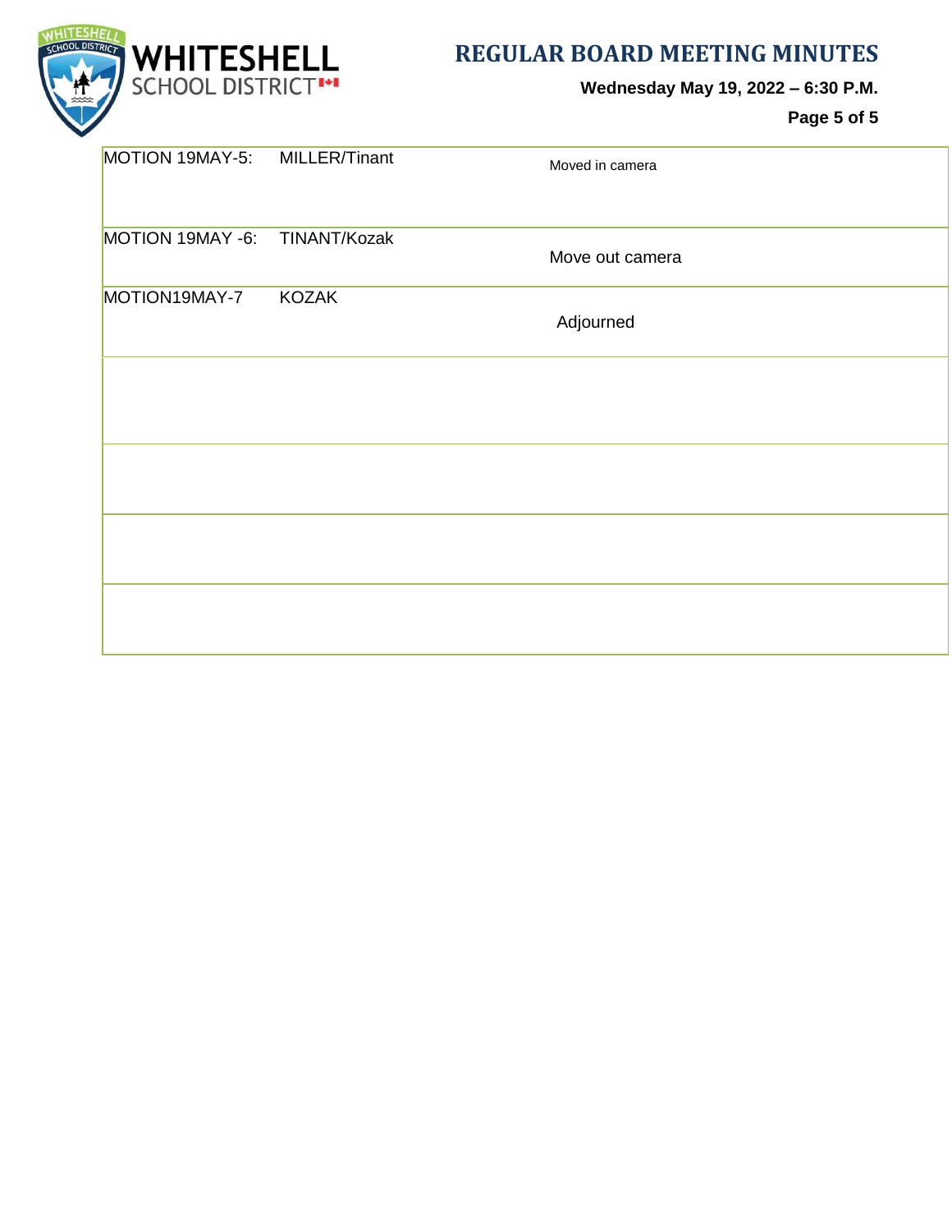| | | |
|---|---|---|
| MOTION 19MAY-5: | MILLER/Tinant | Moved in camera |
| MOTION 19MAY -6: | TINANT/Kozak | Move out camera |
| MOTION19MAY-7 | KOZAK | Adjourned |
| | | |
| | | |
| | | |
| | | |